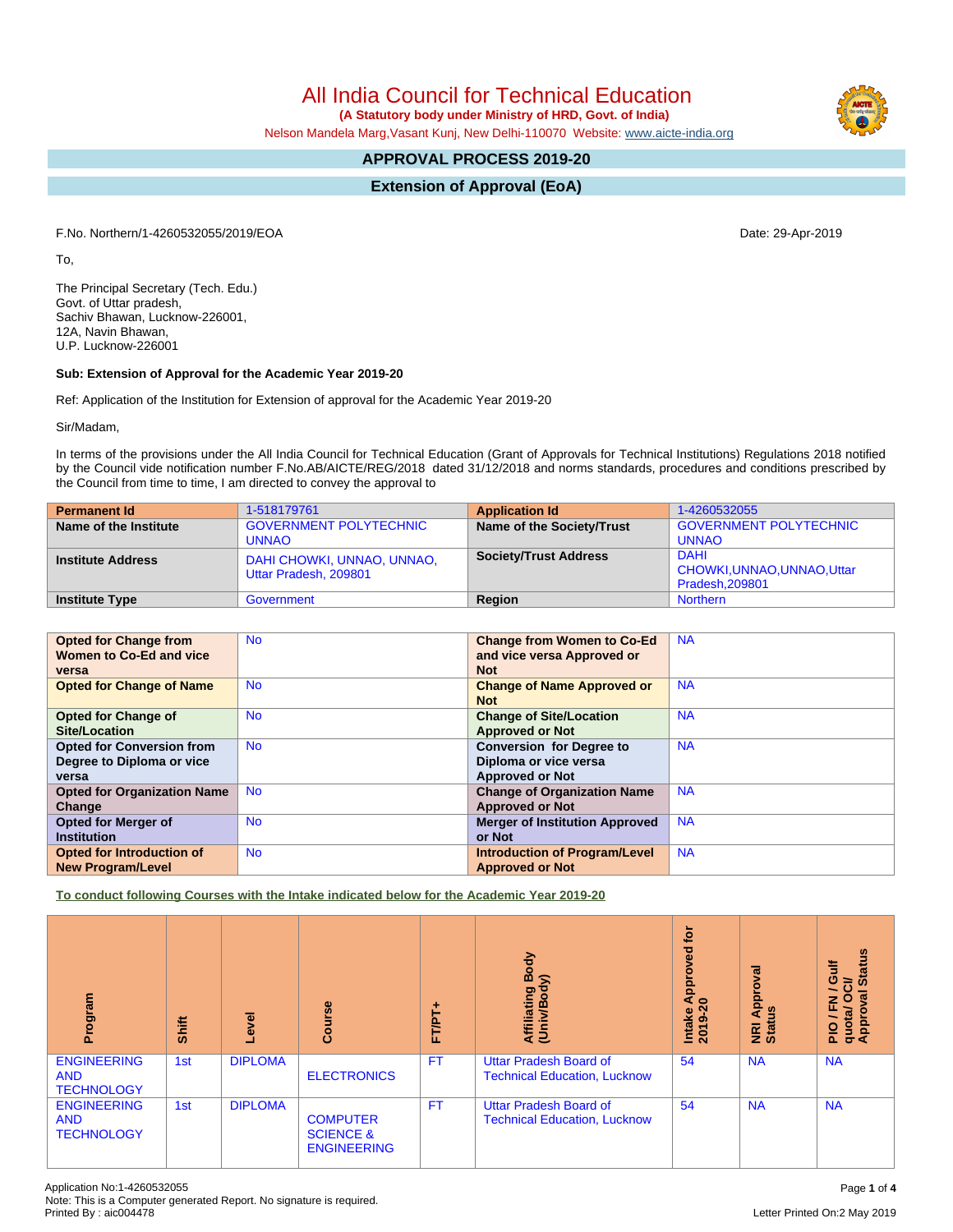# All India Council for Technical Education

**(A Statutory body under Ministry of HRD, Govt. of India)**

Nelson Mandela Marg,Vasant Kunj, New Delhi-110070 Website: www.aicte-india.org

## APPROVAL PROCESS 2019-20

## Extension of Approval (EoA)

F.No. Northern/1-4260532055/2019/EOA

Date: 29-Apr-2019

To,

The Principal Secretary (Tech. Edu.)
Govt. of Uttar pradesh,
Sachiv Bhawan, Lucknow-226001,
12A, Navin Bhawan,
U.P. Lucknow-226001

**Sub: Extension of Approval for the Academic Year 2019-20**

Ref: Application of the Institution for Extension of approval for the Academic Year 2019-20

Sir/Madam,

In terms of the provisions under the All India Council for Technical Education (Grant of Approvals for Technical Institutions) Regulations 2018 notified by the Council vide notification number F.No.AB/AICTE/REG/2018 dated 31/12/2018 and norms standards, procedures and conditions prescribed by the Council from time to time, I am directed to convey the approval to

| **Permanent Id** | 1-518179761 | **Application Id** | 1-4260532055 |
|---|---|---|---|
| **Name of the Institute** | GOVERNMENT POLYTECHNIC UNNAO | **Name of the Society/Trust** | GOVERNMENT POLYTECHNIC UNNAO |
| **Institute Address** | DAHI CHOWKI, UNNAO, UNNAO, Uttar Pradesh, 209801 | **Society/Trust Address** | DAHI CHOWKI,UNNAO,UNNAO,Uttar Pradesh,209801 |
| **Institute Type** | Government | **Region** | Northern |

| **Opted for Change from Women to Co-Ed and vice versa** | No | **Change from Women to Co-Ed and vice versa Approved or Not** | NA |
|---|---|---|---|
| **Opted for Change of Name** | No | **Change of Name Approved or Not** | NA |
| **Opted for Change of Site/Location** | No | **Change of Site/Location Approved or Not** | NA |
| **Opted for Conversion from Degree to Diploma or vice versa** | No | **Conversion for Degree to Diploma or vice versa Approved or Not** | NA |
| **Opted for Organization Name Change** | No | **Change of Organization Name Approved or Not** | NA |
| **Opted for Merger of Institution** | No | **Merger of Institution Approved or Not** | NA |
| **Opted for Introduction of New Program/Level** | No | **Introduction of Program/Level Approved or Not** | NA |

**To conduct following Courses with the Intake indicated below for the Academic Year 2019-20**

| Program | Shift | Level | Course | FT/PT+ | Affiliating Body (Univ/Body) | Intake Approved for 2019-20 | NRI Approval Status | PIO / FN / Gulf quota/ OCI/ Approval Status |
|---|---|---|---|---|---|---|---|---|
| ENGINEERING AND TECHNOLOGY | 1st | DIPLOMA | ELECTRONICS | FT | Uttar Pradesh Board of Technical Education, Lucknow | 54 | NA | NA |
| ENGINEERING AND TECHNOLOGY | 1st | DIPLOMA | COMPUTER SCIENCE & ENGINEERING | FT | Uttar Pradesh Board of Technical Education, Lucknow | 54 | NA | NA |

Application No:1-4260532055
Note: This is a Computer generated Report. No signature is required.
Printed By : aic004478

Letter Printed On:2 May 2019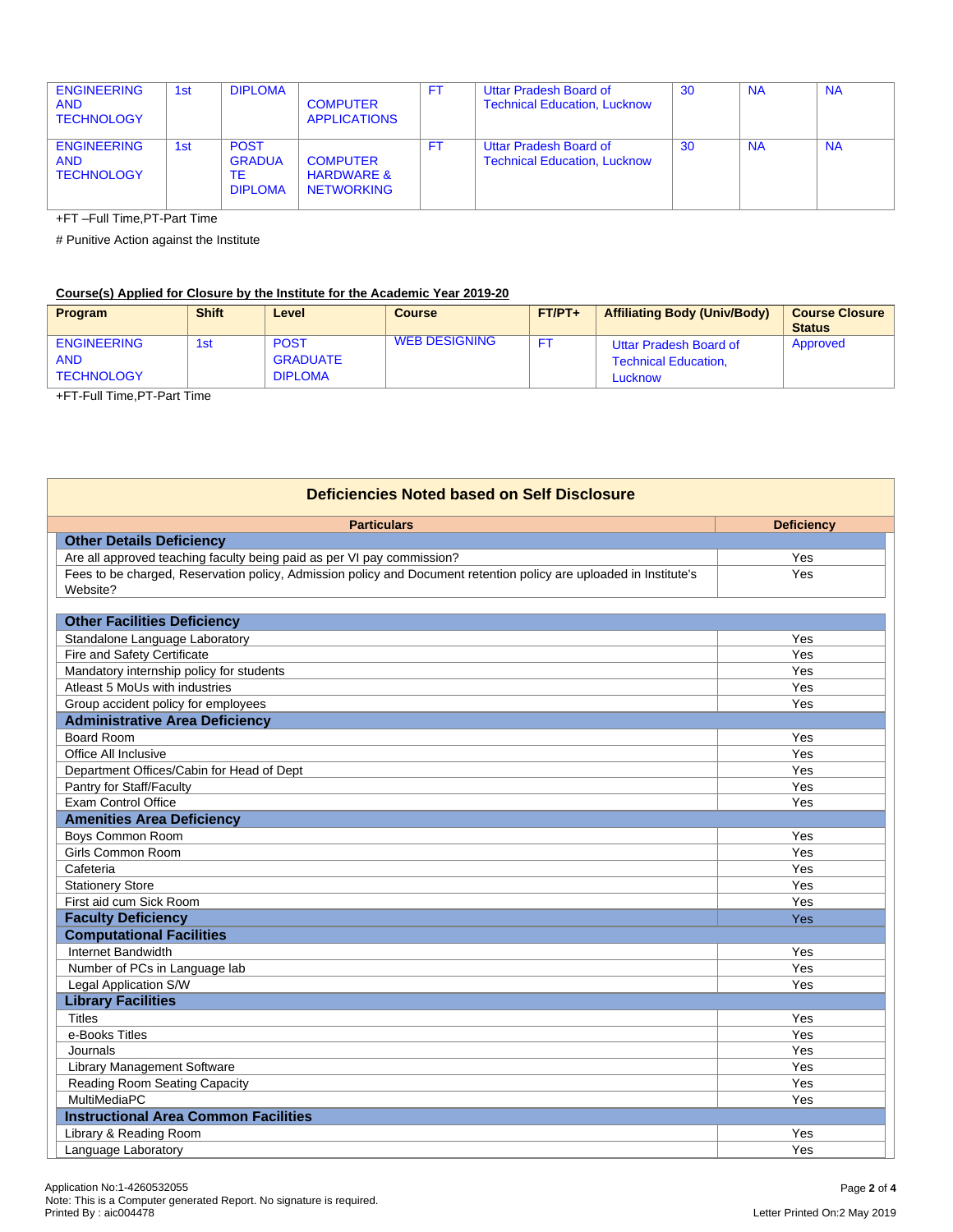| | | | | | | | | |
|---|---|---|---|---|---|---|---|---|
| ENGINEERING AND TECHNOLOGY | 1st | DIPLOMA | COMPUTER APPLICATIONS | FT | Uttar Pradesh Board of Technical Education, Lucknow | 30 | NA | NA |
| ENGINEERING AND TECHNOLOGY | 1st | POST GRADUATE DIPLOMA | COMPUTER HARDWARE & NETWORKING | FT | Uttar Pradesh Board of Technical Education, Lucknow | 30 | NA | NA |

+FT –Full Time,PT-Part Time

# Punitive Action against the Institute

**Course(s) Applied for Closure by the Institute for the Academic Year 2019-20**

| Program | Shift | Level | Course | FT/PT+ | Affiliating Body (Univ/Body) | Course Closure Status |
|---|---|---|---|---|---|---|
| ENGINEERING AND TECHNOLOGY | 1st | POST GRADUATE DIPLOMA | WEB DESIGNING | FT | Uttar Pradesh Board of Technical Education, Lucknow | Approved |

+FT-Full Time,PT-Part Time

## Deficiencies Noted based on Self Disclosure

| Particulars | Deficiency |
|---|---|
| **Other Details Deficiency** | |
| Are all approved teaching faculty being paid as per VI pay commission? | Yes |
| Fees to be charged, Reservation policy, Admission policy and Document retention policy are uploaded in Institute's Website? | Yes |
| **Other Facilities Deficiency** | |
| Standalone Language Laboratory | Yes |
| Fire and Safety Certificate | Yes |
| Mandatory internship policy for students | Yes |
| Atleast 5 MoUs with industries | Yes |
| Group accident policy for employees | Yes |
| **Administrative Area Deficiency** | |
| Board Room | Yes |
| Office All Inclusive | Yes |
| Department Offices/Cabin for Head of Dept | Yes |
| Pantry for Staff/Faculty | Yes |
| Exam Control Office | Yes |
| **Amenities Area Deficiency** | |
| Boys Common Room | Yes |
| Girls Common Room | Yes |
| Cafeteria | Yes |
| Stationery Store | Yes |
| First aid cum Sick Room | Yes |
| **Faculty Deficiency** | Yes |
| **Computational Facilities** | |
| Internet Bandwidth | Yes |
| Number of PCs in Language lab | Yes |
| Legal Application S/W | Yes |
| **Library Facilities** | |
| Titles | Yes |
| e-Books Titles | Yes |
| Journals | Yes |
| Library Management Software | Yes |
| Reading Room Seating Capacity | Yes |
| MultiMediaPC | Yes |
| **Instructional Area Common Facilities** | |
| Library & Reading Room | Yes |
| Language Laboratory | Yes |

Application No:1-4260532055
Note: This is a Computer generated Report. No signature is required.
Printed By : aic004478

Letter Printed On:2 May 2019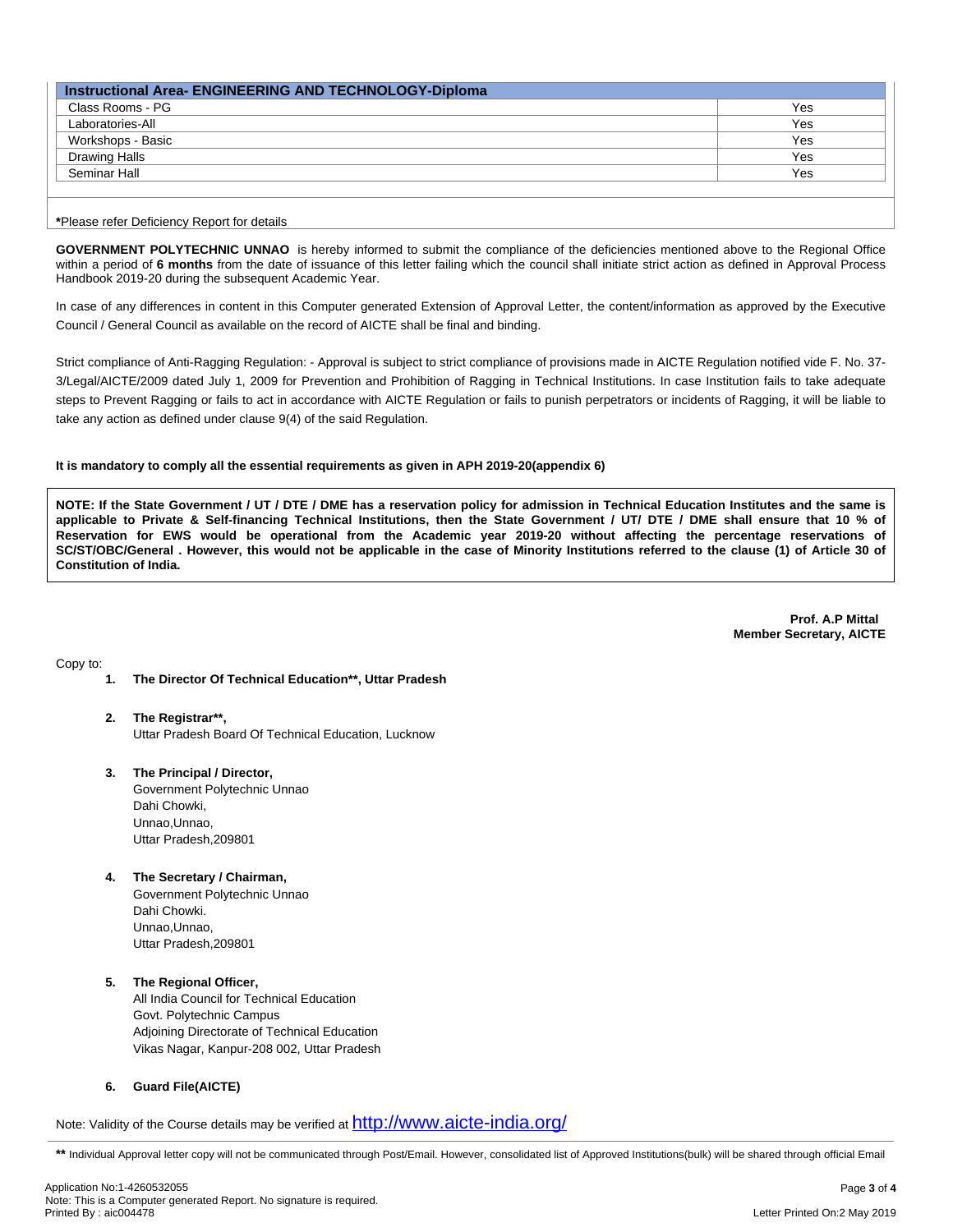| Instructional Area- ENGINEERING AND TECHNOLOGY-Diploma | |
|---|---|
| Class Rooms - PG | Yes |
| Laboratories-All | Yes |
| Workshops - Basic | Yes |
| Drawing Halls | Yes |
| Seminar Hall | Yes |

***Please refer Deficiency Report for details**

**GOVERNMENT POLYTECHNIC UNNAO** is hereby informed to submit the compliance of the deficiencies mentioned above to the Regional Office within a period of **6 months** from the date of issuance of this letter failing which the council shall initiate strict action as defined in Approval Process Handbook 2019-20 during the subsequent Academic Year.

In case of any differences in content in this Computer generated Extension of Approval Letter, the content/information as approved by the Executive Council / General Council as available on the record of AICTE shall be final and binding.

Strict compliance of Anti-Ragging Regulation: - Approval is subject to strict compliance of provisions made in AICTE Regulation notified vide F. No. 37-3/Legal/AICTE/2009 dated July 1, 2009 for Prevention and Prohibition of Ragging in Technical Institutions. In case Institution fails to take adequate steps to Prevent Ragging or fails to act in accordance with AICTE Regulation or fails to punish perpetrators or incidents of Ragging, it will be liable to take any action as defined under clause 9(4) of the said Regulation.

**It is mandatory to comply all the essential requirements as given in APH 2019-20(appendix 6)**

**NOTE: If the State Government / UT / DTE / DME has a reservation policy for admission in Technical Education Institutes and the same is applicable to Private & Self-financing Technical Institutions, then the State Government / UT/ DTE / DME shall ensure that 10 % of Reservation for EWS would be operational from the Academic year 2019-20 without affecting the percentage reservations of SC/ST/OBC/General . However, this would not be applicable in the case of Minority Institutions referred to the clause (1) of Article 30 of Constitution of India.**

**Prof. A.P Mittal**
**Member Secretary, AICTE**

Copy to:

1. **The Director Of Technical Education**\*\*, Uttar Pradesh**

2. **The Registrar\*\*,**
   Uttar Pradesh Board Of Technical Education, Lucknow

3. **The Principal / Director,**
   Government Polytechnic Unnao
   Dahi Chowki,
   Unnao,Unnao,
   Uttar Pradesh,209801

4. **The Secretary / Chairman,**
   Government Polytechnic Unnao
   Dahi Chowki.
   Unnao,Unnao,
   Uttar Pradesh,209801

5. **The Regional Officer,**
   All India Council for Technical Education
   Govt. Polytechnic Campus
   Adjoining Directorate of Technical Education
   Vikas Nagar, Kanpur-208 002, Uttar Pradesh

6. **Guard File(AICTE)**

Note: Validity of the Course details may be verified at http://www.aicte-india.org/

**\*\*** Individual Approval letter copy will not be communicated through Post/Email. However, consolidated list of Approved Institutions(bulk) will be shared through official Email

Application No:1-4260532055
Note: This is a Computer generated Report. No signature is required.
Printed By : aic004478

Letter Printed On:2 May 2019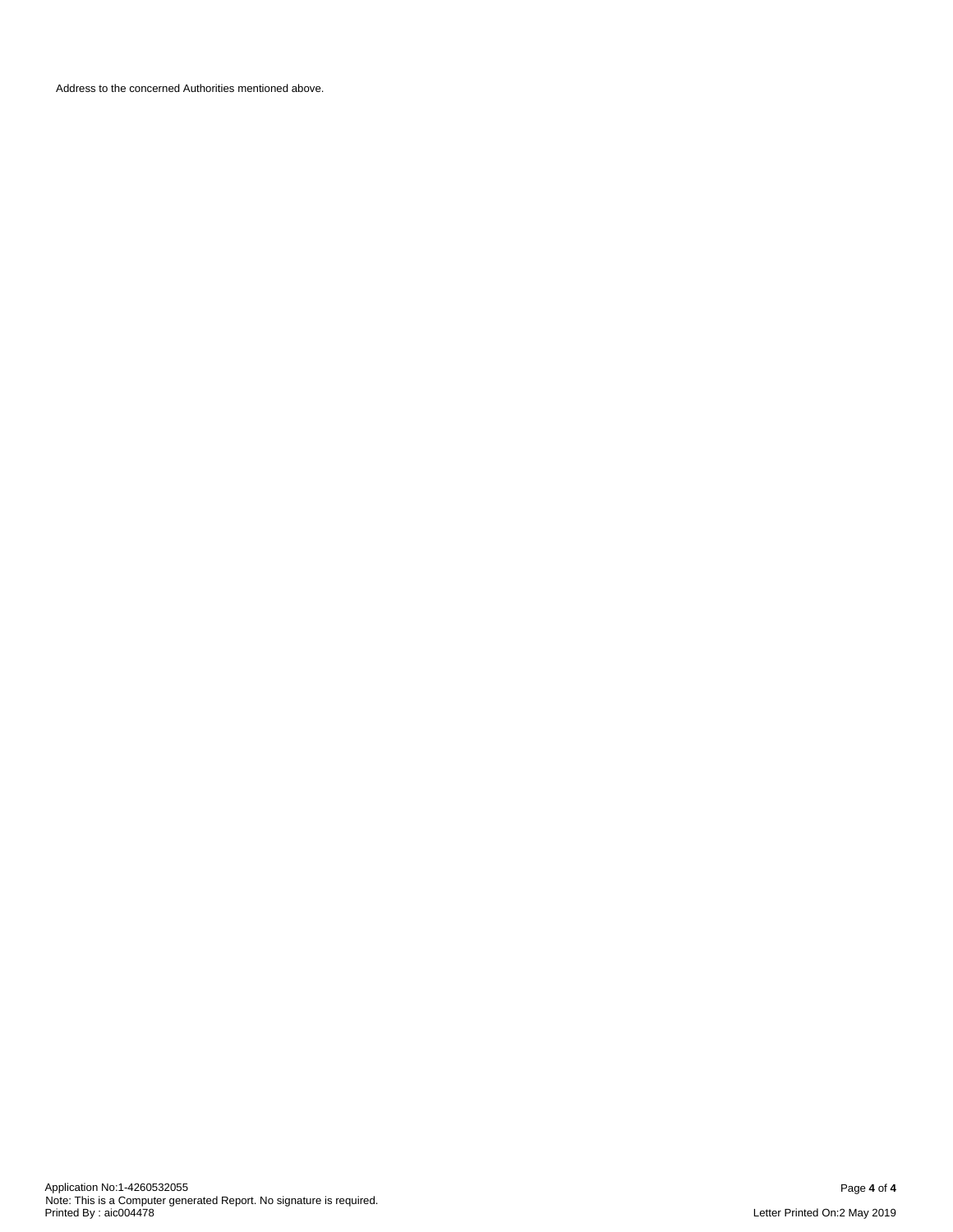Address to the concerned Authorities mentioned above.

Application No:1-4260532055
Note: This is a Computer generated Report. No signature is required.
Printed By : aic004478

Letter Printed On:2 May 2019